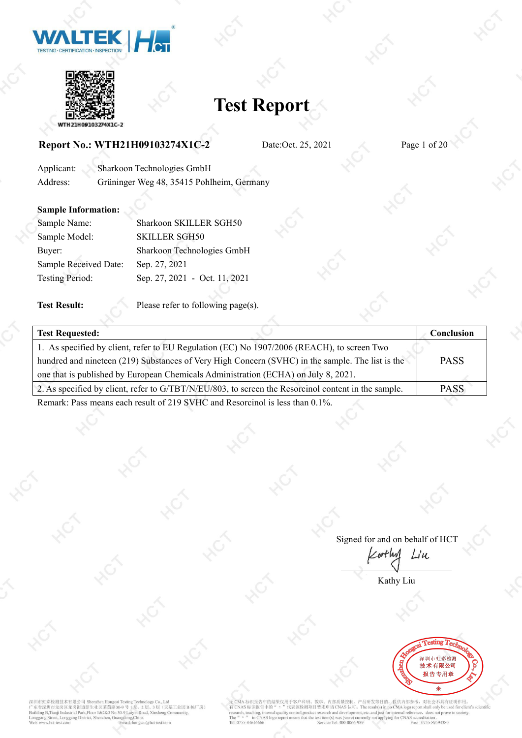# Test Report

**Report No.: WTH21H09103274X1C-2** Date:Oct. 25, 2021

Applicant: Sharkoon Technologies GmbH
Address: Grüninger Weg 48, 35415 Pohlheim, Germany

**Sample Information:**

Sample Name: Sharkoon SKILLER SGH50
Sample Model: SKILLER SGH50
Buyer: Sharkoon Technologies GmbH
Sample Received Date: Sep. 27, 2021
Testing Period: Sep. 27, 2021 - Oct. 11, 2021

**Test Result:** Please refer to following page(s).

| **Test Requested:** | **Conclusion** |
|---|---|
| 1. As specified by client, refer to EU Regulation (EC) No 1907/2006 (REACH), to screen Two hundred and nineteen (219) Substances of Very High Concern (SVHC) in the sample. The list is the one that is published by European Chemicals Administration (ECHA) on July 8, 2021. | PASS |
| 2. As specified by client, refer to G/TBT/N/EU/803, to screen the Resorcinol content in the sample. | PASS |

Remark: Pass means each result of 219 SVHC and Resorcinol is less than 0.1%.

Signed for and on behalf of HCT

Kathy Liu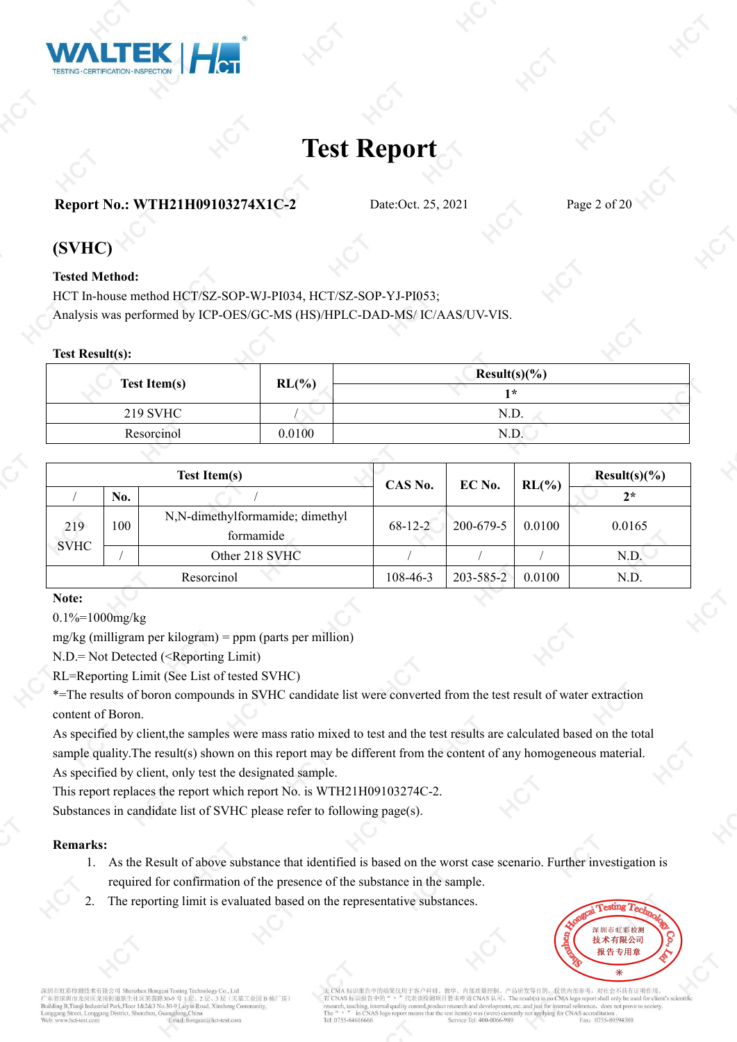# Test Report

**Report No.: WTH21H09103274X1C-2** Date:Oct. 25, 2021

## (SVHC)

**Tested Method:**

HCT In-house method HCT/SZ-SOP-WJ-PI034, HCT/SZ-SOP-YJ-PI053;
Analysis was performed by ICP-OES/GC-MS (HS)/HPLC-DAD-MS/ IC/AAS/UV-VIS.

**Test Result(s):**

| Test Item(s) | RL(%) | Result(s)(%) |
|---|---|---|
| | | 1* |
| 219 SVHC | / | N.D. |
| Resorcinol | 0.0100 | N.D. |

| Test Item(s) | | | CAS No. | EC No. | RL(%) | Result(s)(%) |
|---|---|---|---|---|---|---|
| / | No. | / | | | | 2* |
| 219 SVHC | 100 | N,N-dimethylformamide; dimethyl formamide | 68-12-2 | 200-679-5 | 0.0100 | 0.0165 |
| | / | Other 218 SVHC | / | / | / | N.D. |
| Resorcinol | | | 108-46-3 | 203-585-2 | 0.0100 | N.D. |

**Note:**

0.1%=1000mg/kg

mg/kg (milligram per kilogram) = ppm (parts per million)

N.D.= Not Detected (<Reporting Limit)

RL=Reporting Limit (See List of tested SVHC)

*=The results of boron compounds in SVHC candidate list were converted from the test result of water extraction content of Boron.

As specified by client,the samples were mass ratio mixed to test and the test results are calculated based on the total sample quality.The result(s) shown on this report may be different from the content of any homogeneous material.

As specified by client, only test the designated sample.

This report replaces the report which report No. is WTH21H09103274C-2.

Substances in candidate list of SVHC please refer to following page(s).

**Remarks:**

1. As the Result of above substance that identified is based on the worst case scenario. Further investigation is required for confirmation of the presence of the substance in the sample.
2. The reporting limit is evaluated based on the representative substances.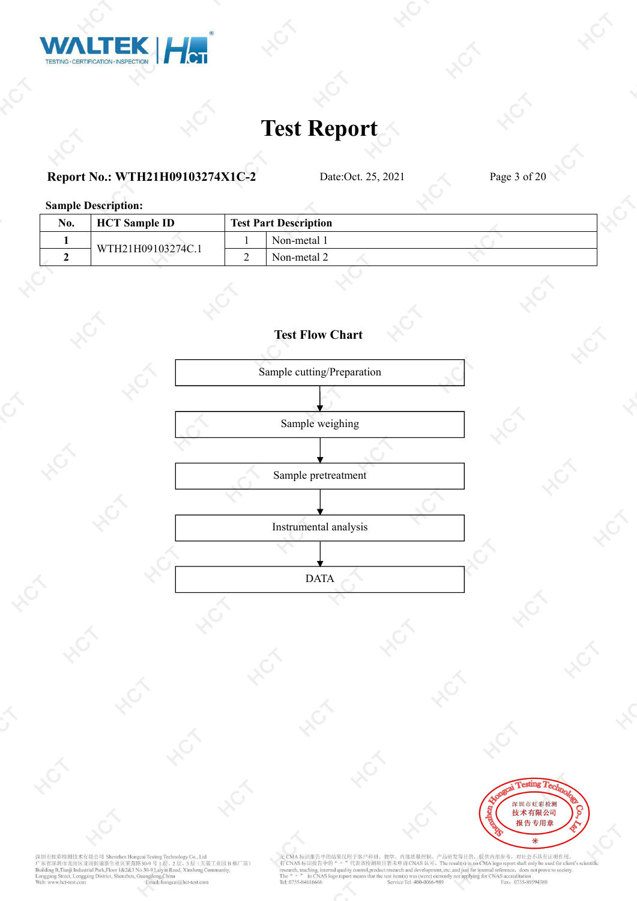# Test Report

**Report No.: WTH21H09103274X1C-2** Date:Oct. 25, 2021

**Sample Description:**

| No. | HCT Sample ID | Test Part Description | |
|---|---|---|---|
| 1 | WTH21H09103274C.1 | 1 | Non-metal 1 |
| 2 | | 2 | Non-metal 2 |

**Test Flow Chart**

Sample cutting/Preparation

↓

Sample weighing

↓

Sample pretreatment

↓

Instrumental analysis

↓

DATA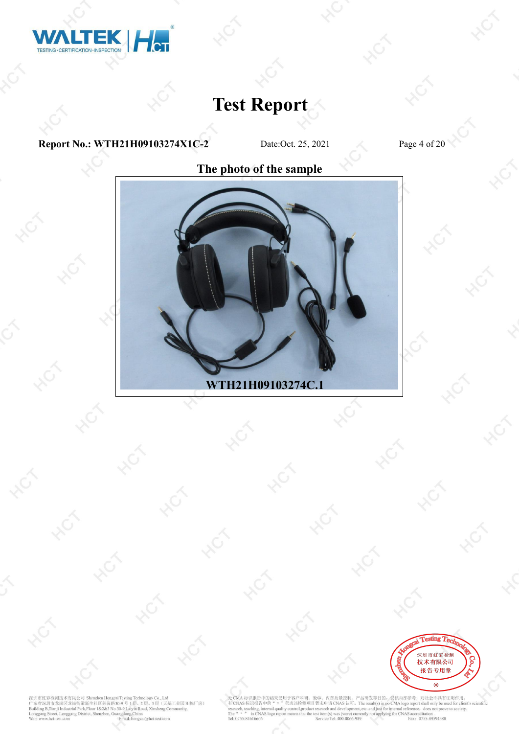# Test Report

**Report No.: WTH21H09103274X1C-2** Date:Oct. 25, 2021

## The photo of the sample

WTH21H09103274C.1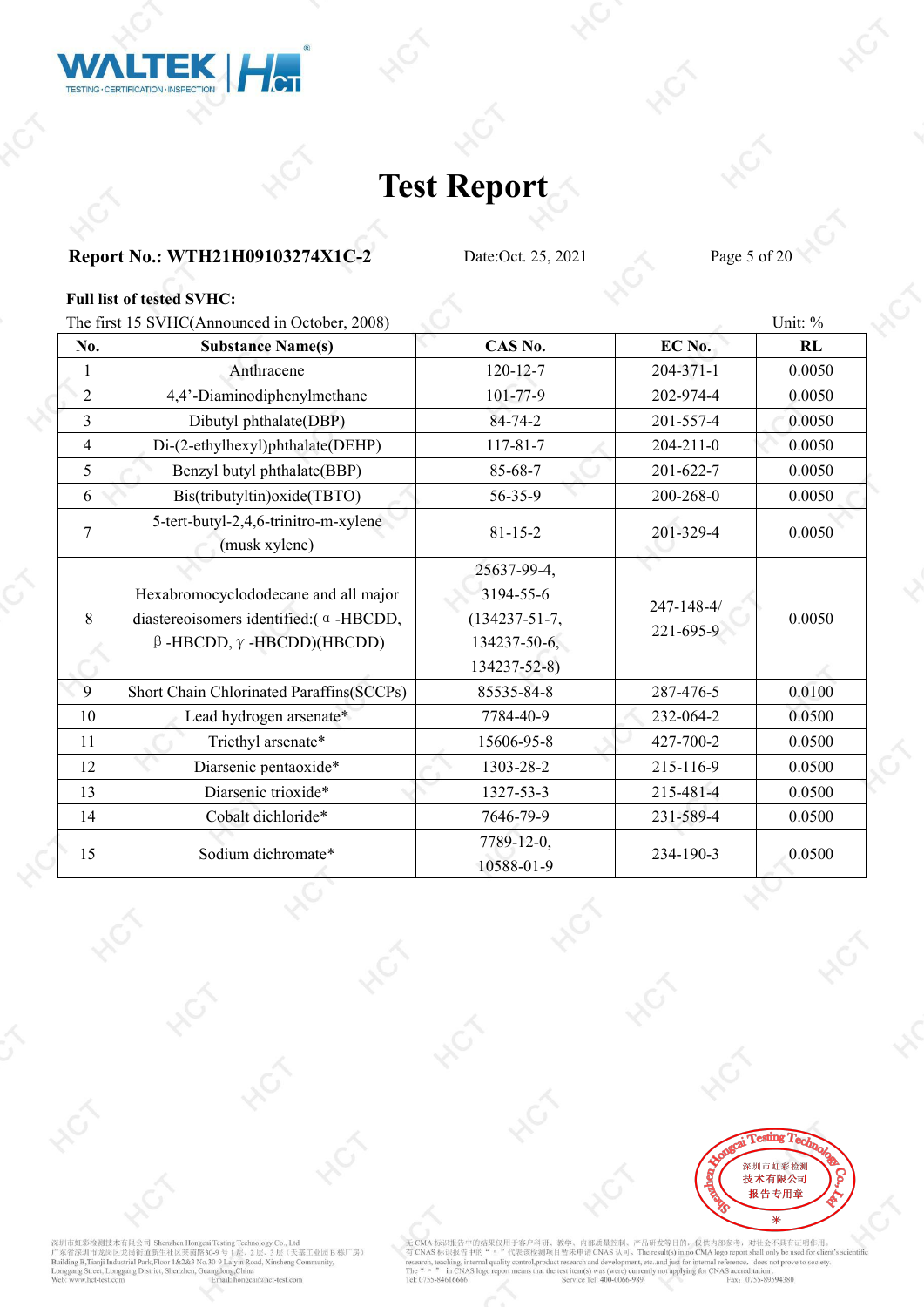# Test Report

**Report No.: WTH21H09103274X1C-2** Date:Oct. 25, 2021

**Full list of tested SVHC:**

The first 15 SVHC(Announced in October, 2008) Unit: %

| No. | Substance Name(s) | CAS No. | EC No. | RL |
|---|---|---|---|---|
| 1 | Anthracene | 120-12-7 | 204-371-1 | 0.0050 |
| 2 | 4,4'-Diaminodiphenylmethane | 101-77-9 | 202-974-4 | 0.0050 |
| 3 | Dibutyl phthalate(DBP) | 84-74-2 | 201-557-4 | 0.0050 |
| 4 | Di-(2-ethylhexyl)phthalate(DEHP) | 117-81-7 | 204-211-0 | 0.0050 |
| 5 | Benzyl butyl phthalate(BBP) | 85-68-7 | 201-622-7 | 0.0050 |
| 6 | Bis(tributyltin)oxide(TBTO) | 56-35-9 | 200-268-0 | 0.0050 |
| 7 | 5-tert-butyl-2,4,6-trinitro-m-xylene (musk xylene) | 81-15-2 | 201-329-4 | 0.0050 |
| 8 | Hexabromocyclododecane and all major diastereoisomers identified:( α -HBCDD, β -HBCDD, γ -HBCDD)(HBCDD) | 25637-99-4, 3194-55-6 (134237-51-7, 134237-50-6, 134237-52-8) | 247-148-4/ 221-695-9 | 0.0050 |
| 9 | Short Chain Chlorinated Paraffins(SCCPs) | 85535-84-8 | 287-476-5 | 0.0100 |
| 10 | Lead hydrogen arsenate* | 7784-40-9 | 232-064-2 | 0.0500 |
| 11 | Triethyl arsenate* | 15606-95-8 | 427-700-2 | 0.0500 |
| 12 | Diarsenic pentaoxide* | 1303-28-2 | 215-116-9 | 0.0500 |
| 13 | Diarsenic trioxide* | 1327-53-3 | 215-481-4 | 0.0500 |
| 14 | Cobalt dichloride* | 7646-79-9 | 231-589-4 | 0.0500 |
| 15 | Sodium dichromate* | 7789-12-0, 10588-01-9 | 234-190-3 | 0.0500 |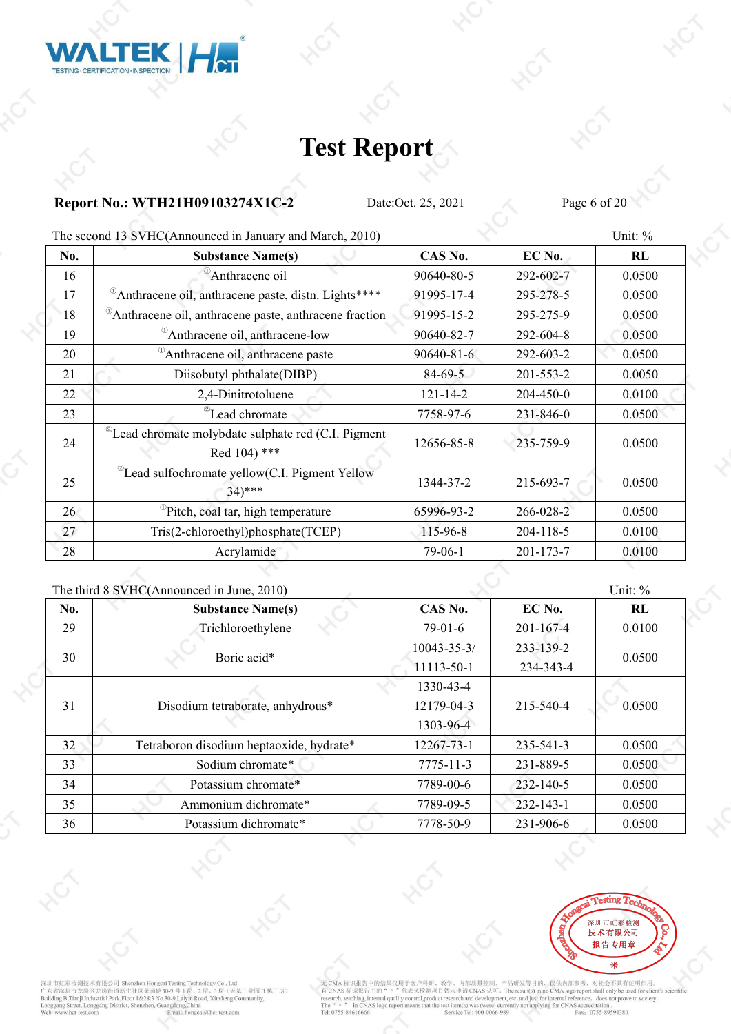# Test Report

**Report No.: WTH21H09103274X1C-2** Date:Oct. 25, 2021

The second 13 SVHC(Announced in January and March, 2010) Unit: %

| No. | Substance Name(s) | CAS No. | EC No. | RL |
|---|---|---|---|---|
| 16 | ①Anthracene oil | 90640-80-5 | 292-602-7 | 0.0500 |
| 17 | ①Anthracene oil, anthracene paste, distn. Lights**** | 91995-17-4 | 295-278-5 | 0.0500 |
| 18 | ①Anthracene oil, anthracene paste, anthracene fraction | 91995-15-2 | 295-275-9 | 0.0500 |
| 19 | ①Anthracene oil, anthracene-low | 90640-82-7 | 292-604-8 | 0.0500 |
| 20 | ①Anthracene oil, anthracene paste | 90640-81-6 | 292-603-2 | 0.0500 |
| 21 | Diisobutyl phthalate(DIBP) | 84-69-5 | 201-553-2 | 0.0050 |
| 22 | 2,4-Dinitrotoluene | 121-14-2 | 204-450-0 | 0.0100 |
| 23 | ②Lead chromate | 7758-97-6 | 231-846-0 | 0.0500 |
| 24 | ②Lead chromate molybdate sulphate red (C.I. Pigment Red 104) *** | 12656-85-8 | 235-759-9 | 0.0500 |
| 25 | ②Lead sulfochromate yellow(C.I. Pigment Yellow 34)*** | 1344-37-2 | 215-693-7 | 0.0500 |
| 26 | ①Pitch, coal tar, high temperature | 65996-93-2 | 266-028-2 | 0.0500 |
| 27 | Tris(2-chloroethyl)phosphate(TCEP) | 115-96-8 | 204-118-5 | 0.0100 |
| 28 | Acrylamide | 79-06-1 | 201-173-7 | 0.0100 |

The third 8 SVHC(Announced in June, 2010) Unit: %

| No. | Substance Name(s) | CAS No. | EC No. | RL |
|---|---|---|---|---|
| 29 | Trichloroethylene | 79-01-6 | 201-167-4 | 0.0100 |
| 30 | Boric acid* | 10043-35-3/ 11113-50-1 | 233-139-2 234-343-4 | 0.0500 |
| 31 | Disodium tetraborate, anhydrous* | 1330-43-4 12179-04-3 1303-96-4 | 215-540-4 | 0.0500 |
| 32 | Tetraboron disodium heptaoxide, hydrate* | 12267-73-1 | 235-541-3 | 0.0500 |
| 33 | Sodium chromate* | 7775-11-3 | 231-889-5 | 0.0500 |
| 34 | Potassium chromate* | 7789-00-6 | 232-140-5 | 0.0500 |
| 35 | Ammonium dichromate* | 7789-09-5 | 232-143-1 | 0.0500 |
| 36 | Potassium dichromate* | 7778-50-9 | 231-906-6 | 0.0500 |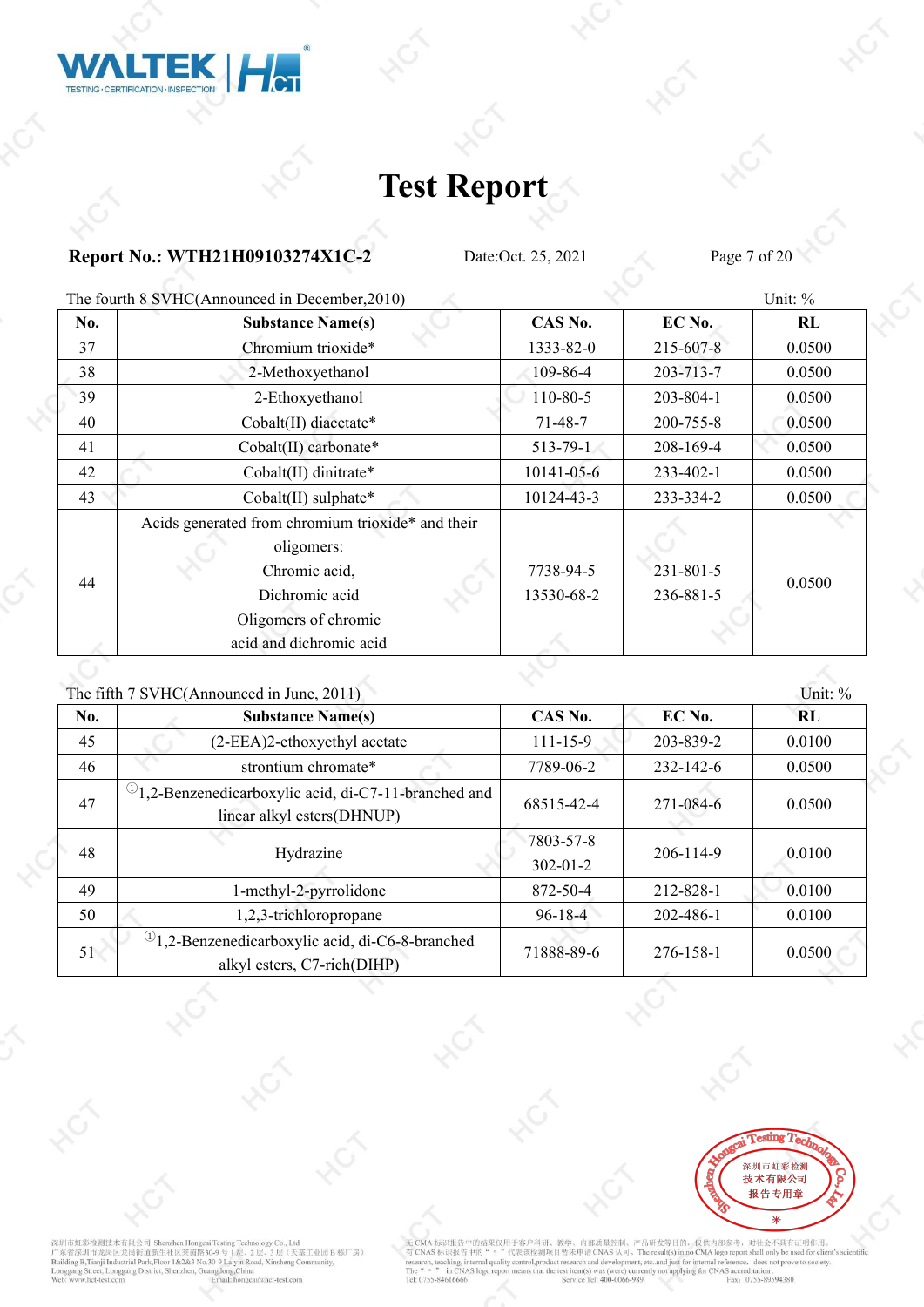# Test Report

**Report No.: WTH21H09103274X1C-2** Date:Oct. 25, 2021

The fourth 8 SVHC(Announced in December,2010) Unit: %

| No. | Substance Name(s) | CAS No. | EC No. | RL |
|---|---|---|---|---|
| 37 | Chromium trioxide* | 1333-82-0 | 215-607-8 | 0.0500 |
| 38 | 2-Methoxyethanol | 109-86-4 | 203-713-7 | 0.0500 |
| 39 | 2-Ethoxyethanol | 110-80-5 | 203-804-1 | 0.0500 |
| 40 | Cobalt(II) diacetate* | 71-48-7 | 200-755-8 | 0.0500 |
| 41 | Cobalt(II) carbonate* | 513-79-1 | 208-169-4 | 0.0500 |
| 42 | Cobalt(II) dinitrate* | 10141-05-6 | 233-402-1 | 0.0500 |
| 43 | Cobalt(II) sulphate* | 10124-43-3 | 233-334-2 | 0.0500 |
| 44 | Acids generated from chromium trioxide* and their oligomers: Chromic acid, Dichromic acid Oligomers of chromic acid and dichromic acid | 7738-94-5 13530-68-2 | 231-801-5 236-881-5 | 0.0500 |

The fifth 7 SVHC(Announced in June, 2011) Unit: %

| No. | Substance Name(s) | CAS No. | EC No. | RL |
|---|---|---|---|---|
| 45 | (2-EEA)2-ethoxyethyl acetate | 111-15-9 | 203-839-2 | 0.0100 |
| 46 | strontium chromate* | 7789-06-2 | 232-142-6 | 0.0500 |
| 47 | ①1,2-Benzenedicarboxylic acid, di-C7-11-branched and linear alkyl esters(DHNUP) | 68515-42-4 | 271-084-6 | 0.0500 |
| 48 | Hydrazine | 7803-57-8 302-01-2 | 206-114-9 | 0.0100 |
| 49 | 1-methyl-2-pyrrolidone | 872-50-4 | 212-828-1 | 0.0100 |
| 50 | 1,2,3-trichloropropane | 96-18-4 | 202-486-1 | 0.0100 |
| 51 | ①1,2-Benzenedicarboxylic acid, di-C6-8-branched alkyl esters, C7-rich(DIHP) | 71888-89-6 | 276-158-1 | 0.0500 |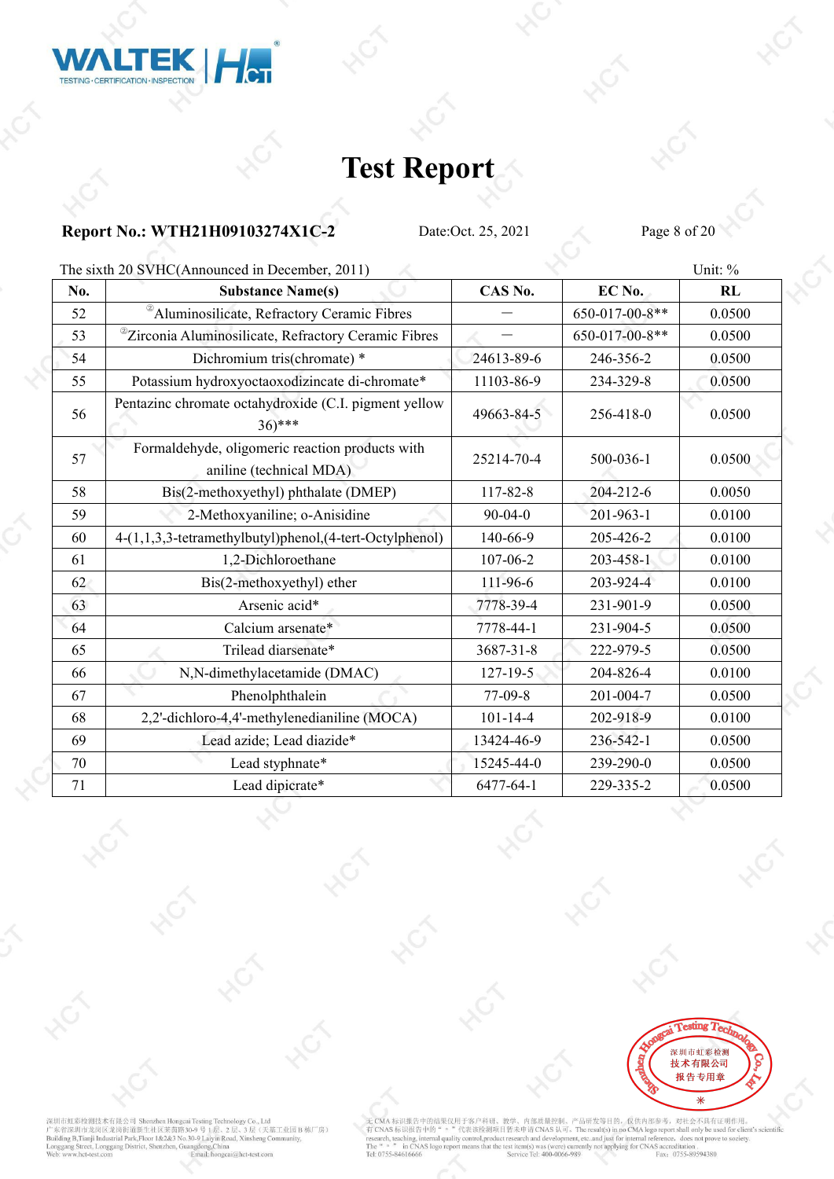# Test Report

**Report No.: WTH21H09103274X1C-2** Date:Oct. 25, 2021

The sixth 20 SVHC(Announced in December, 2011) Unit: %

| No. | Substance Name(s) | CAS No. | EC No. | RL |
|---|---|---|---|---|
| 52 | ②Aluminosilicate, Refractory Ceramic Fibres | — | 650-017-00-8** | 0.0500 |
| 53 | ②Zirconia Aluminosilicate, Refractory Ceramic Fibres | — | 650-017-00-8** | 0.0500 |
| 54 | Dichromium tris(chromate) * | 24613-89-6 | 246-356-2 | 0.0500 |
| 55 | Potassium hydroxyoctaoxodizincate di-chromate* | 11103-86-9 | 234-329-8 | 0.0500 |
| 56 | Pentazinc chromate octahydroxide (C.I. pigment yellow 36)*** | 49663-84-5 | 256-418-0 | 0.0500 |
| 57 | Formaldehyde, oligomeric reaction products with aniline (technical MDA) | 25214-70-4 | 500-036-1 | 0.0500 |
| 58 | Bis(2-methoxyethyl) phthalate (DMEP) | 117-82-8 | 204-212-6 | 0.0050 |
| 59 | 2-Methoxyaniline; o-Anisidine | 90-04-0 | 201-963-1 | 0.0100 |
| 60 | 4-(1,1,3,3-tetramethylbutyl)phenol,(4-tert-Octylphenol) | 140-66-9 | 205-426-2 | 0.0100 |
| 61 | 1,2-Dichloroethane | 107-06-2 | 203-458-1 | 0.0100 |
| 62 | Bis(2-methoxyethyl) ether | 111-96-6 | 203-924-4 | 0.0100 |
| 63 | Arsenic acid* | 7778-39-4 | 231-901-9 | 0.0500 |
| 64 | Calcium arsenate* | 7778-44-1 | 231-904-5 | 0.0500 |
| 65 | Trilead diarsenate* | 3687-31-8 | 222-979-5 | 0.0500 |
| 66 | N,N-dimethylacetamide (DMAC) | 127-19-5 | 204-826-4 | 0.0100 |
| 67 | Phenolphthalein | 77-09-8 | 201-004-7 | 0.0500 |
| 68 | 2,2'-dichloro-4,4'-methylenedianiline (MOCA) | 101-14-4 | 202-918-9 | 0.0100 |
| 69 | Lead azide; Lead diazide* | 13424-46-9 | 236-542-1 | 0.0500 |
| 70 | Lead styphnate* | 15245-44-0 | 239-290-0 | 0.0500 |
| 71 | Lead dipicrate* | 6477-64-1 | 229-335-2 | 0.0500 |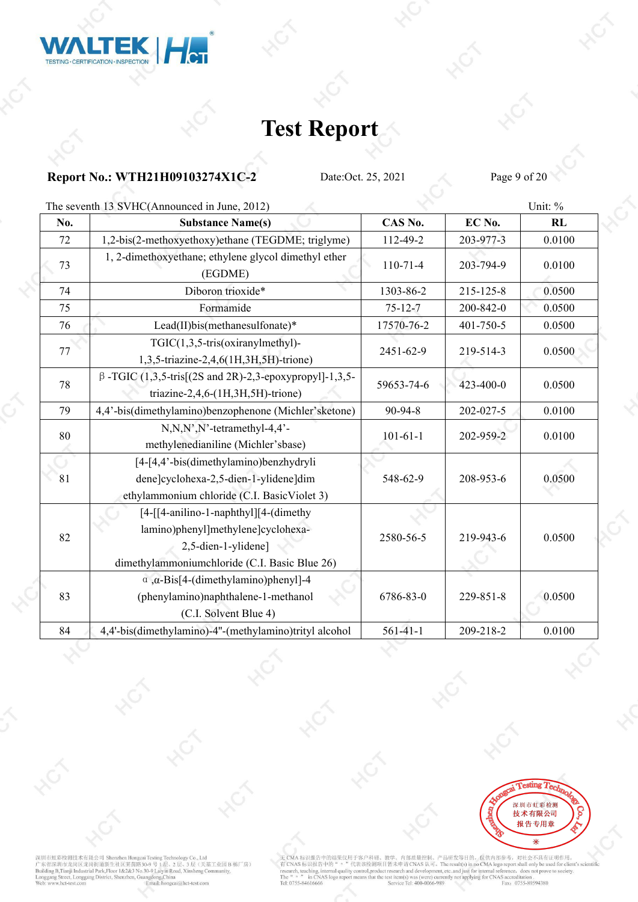# Test Report

**Report No.: WTH21H09103274X1C-2** Date:Oct. 25, 2021

The seventh 13 SVHC(Announced in June, 2012) Unit: %

| No. | Substance Name(s) | CAS No. | EC No. | RL |
|---|---|---|---|---|
| 72 | 1,2-bis(2-methoxyethoxy)ethane (TEGDME; triglyme) | 112-49-2 | 203-977-3 | 0.0100 |
| 73 | 1, 2-dimethoxyethane; ethylene glycol dimethyl ether (EGDME) | 110-71-4 | 203-794-9 | 0.0100 |
| 74 | Diboron trioxide* | 1303-86-2 | 215-125-8 | 0.0500 |
| 75 | Formamide | 75-12-7 | 200-842-0 | 0.0500 |
| 76 | Lead(II)bis(methanesulfonate)* | 17570-76-2 | 401-750-5 | 0.0500 |
| 77 | TGIC(1,3,5-tris(oxiranylmethyl)-1,3,5-triazine-2,4,6(1H,3H,5H)-trione) | 2451-62-9 | 219-514-3 | 0.0500 |
| 78 | β-TGIC (1,3,5-tris[(2S and 2R)-2,3-epoxypropyl]-1,3,5-triazine-2,4,6-(1H,3H,5H)-trione) | 59653-74-6 | 423-400-0 | 0.0500 |
| 79 | 4,4'-bis(dimethylamino)benzophenone (Michler'sketone) | 90-94-8 | 202-027-5 | 0.0100 |
| 80 | N,N,N',N'-tetramethyl-4,4'-methylenedianiline (Michler'sbase) | 101-61-1 | 202-959-2 | 0.0100 |
| 81 | [4-[4,4'-bis(dimethylamino)benzhydryli dene]cyclohexa-2,5-dien-1-ylidene]dim ethylammonium chloride (C.I. BasicViolet 3) | 548-62-9 | 208-953-6 | 0.0500 |
| 82 | [4-[[4-anilino-1-naphthyl][4-(dimethy lamino)phenyl]methylene]cyclohexa-2,5-dien-1-ylidene] dimethylammoniumchloride (C.I. Basic Blue 26) | 2580-56-5 | 219-943-6 | 0.0500 |
| 83 | α,α-Bis[4-(dimethylamino)phenyl]-4 (phenylamino)naphthalene-1-methanol (C.I. Solvent Blue 4) | 6786-83-0 | 229-851-8 | 0.0500 |
| 84 | 4,4'-bis(dimethylamino)-4"-(methylamino)trityl alcohol | 561-41-1 | 209-218-2 | 0.0100 |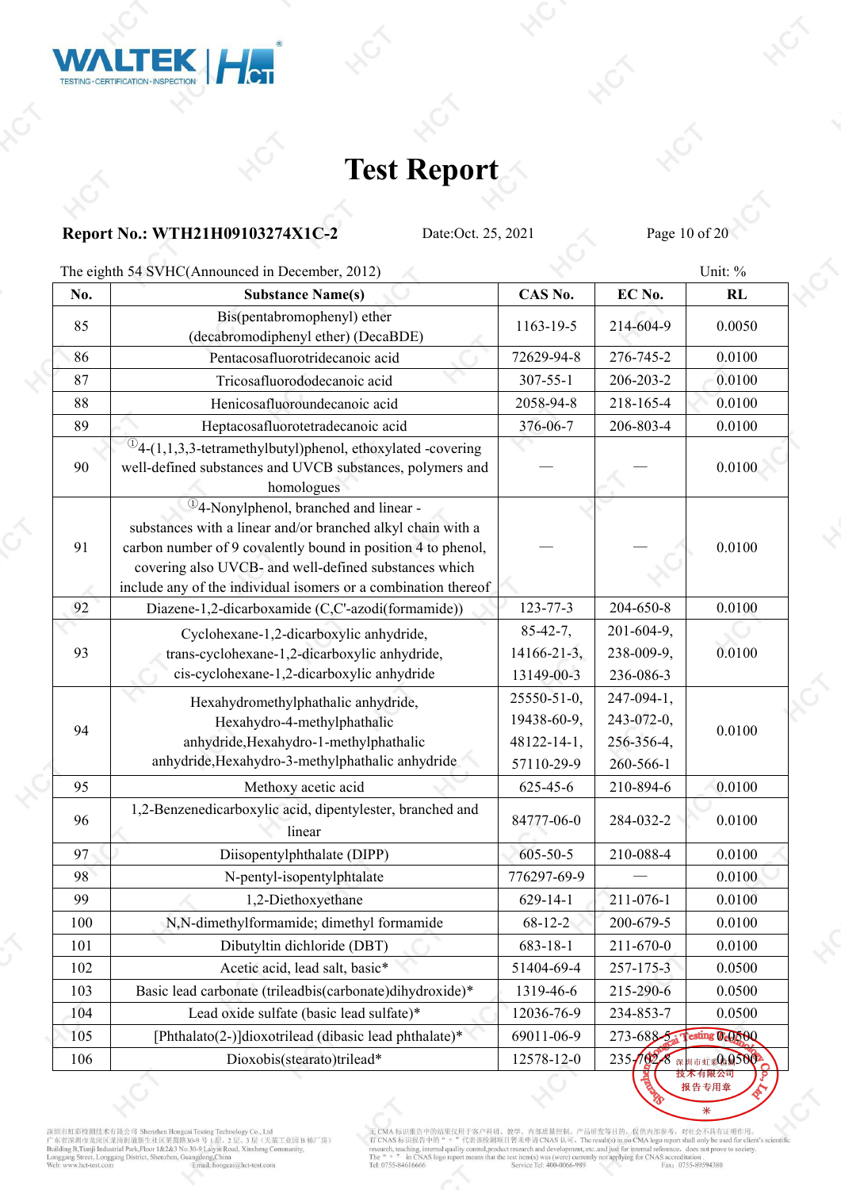# Test Report

**Report No.: WTH21H09103274X1C-2** Date:Oct. 25, 2021

The eighth 54 SVHC(Announced in December, 2012) Unit: %

| No. | Substance Name(s) | CAS No. | EC No. | RL |
|---|---|---|---|---|
| 85 | Bis(pentabromophenyl) ether (decabromodiphenyl ether) (DecaBDE) | 1163-19-5 | 214-604-9 | 0.0050 |
| 86 | Pentacosafluorotridecanoic acid | 72629-94-8 | 276-745-2 | 0.0100 |
| 87 | Tricosafluorododecanoic acid | 307-55-1 | 206-203-2 | 0.0100 |
| 88 | Henicosafluoroundecanoic acid | 2058-94-8 | 218-165-4 | 0.0100 |
| 89 | Heptacosafluorotetradecanoic acid | 376-06-7 | 206-803-4 | 0.0100 |
| 90 | ①4-(1,1,3,3-tetramethylbutyl)phenol, ethoxylated -covering well-defined substances and UVCB substances, polymers and homologues | — | — | 0.0100 |
| 91 | ①4-Nonylphenol, branched and linear - substances with a linear and/or branched alkyl chain with a carbon number of 9 covalently bound in position 4 to phenol, covering also UVCB- and well-defined substances which include any of the individual isomers or a combination thereof | — | — | 0.0100 |
| 92 | Diazene-1,2-dicarboxamide (C,C'-azodi(formamide)) | 123-77-3 | 204-650-8 | 0.0100 |
| 93 | Cyclohexane-1,2-dicarboxylic anhydride, trans-cyclohexane-1,2-dicarboxylic anhydride, cis-cyclohexane-1,2-dicarboxylic anhydride | 85-42-7, 14166-21-3, 13149-00-3 | 201-604-9, 238-009-9, 236-086-3 | 0.0100 |
| 94 | Hexahydromethylphathalic anhydride, Hexahydro-4-methylphathalic anhydride,Hexahydro-1-methylphathalic anhydride,Hexahydro-3-methylphathalic anhydride | 25550-51-0, 19438-60-9, 48122-14-1, 57110-29-9 | 247-094-1, 243-072-0, 256-356-4, 260-566-1 | 0.0100 |
| 95 | Methoxy acetic acid | 625-45-6 | 210-894-6 | 0.0100 |
| 96 | 1,2-Benzenedicarboxylic acid, dipentylester, branched and linear | 84777-06-0 | 284-032-2 | 0.0100 |
| 97 | Diisopentylphthalate (DIPP) | 605-50-5 | 210-088-4 | 0.0100 |
| 98 | N-pentyl-isopentylphtalate | 776297-69-9 | — | 0.0100 |
| 99 | 1,2-Diethoxyethane | 629-14-1 | 211-076-1 | 0.0100 |
| 100 | N,N-dimethylformamide; dimethyl formamide | 68-12-2 | 200-679-5 | 0.0100 |
| 101 | Dibutyltin dichloride (DBT) | 683-18-1 | 211-670-0 | 0.0100 |
| 102 | Acetic acid, lead salt, basic* | 51404-69-4 | 257-175-3 | 0.0500 |
| 103 | Basic lead carbonate (trileadbis(carbonate)dihydroxide)* | 1319-46-6 | 215-290-6 | 0.0500 |
| 104 | Lead oxide sulfate (basic lead sulfate)* | 12036-76-9 | 234-853-7 | 0.0500 |
| 105 | [Phthalato(2-)]dioxotrilead (dibasic lead phthalate)* | 69011-06-9 | 273-688-5 | 0.0500 |
| 106 | Dioxobis(stearato)trilead* | 12578-12-0 | 235-702-8 | 0.0500 |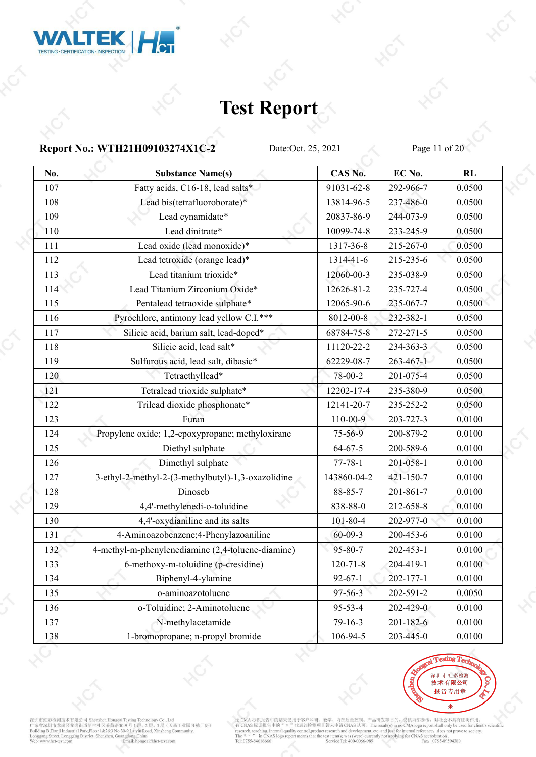# Test Report

**Report No.: WTH21H09103274X1C-2** Date:Oct. 25, 2021

| No. | Substance Name(s) | CAS No. | EC No. | RL |
|---|---|---|---|---|
| 107 | Fatty acids, C16-18, lead salts* | 91031-62-8 | 292-966-7 | 0.0500 |
| 108 | Lead bis(tetrafluoroborate)* | 13814-96-5 | 237-486-0 | 0.0500 |
| 109 | Lead cynamidate* | 20837-86-9 | 244-073-9 | 0.0500 |
| 110 | Lead dinitrate* | 10099-74-8 | 233-245-9 | 0.0500 |
| 111 | Lead oxide (lead monoxide)* | 1317-36-8 | 215-267-0 | 0.0500 |
| 112 | Lead tetroxide (orange lead)* | 1314-41-6 | 215-235-6 | 0.0500 |
| 113 | Lead titanium trioxide* | 12060-00-3 | 235-038-9 | 0.0500 |
| 114 | Lead Titanium Zirconium Oxide* | 12626-81-2 | 235-727-4 | 0.0500 |
| 115 | Pentalead tetraoxide sulphate* | 12065-90-6 | 235-067-7 | 0.0500 |
| 116 | Pyrochlore, antimony lead yellow C.I.*** | 8012-00-8 | 232-382-1 | 0.0500 |
| 117 | Silicic acid, barium salt, lead-doped* | 68784-75-8 | 272-271-5 | 0.0500 |
| 118 | Silicic acid, lead salt* | 11120-22-2 | 234-363-3 | 0.0500 |
| 119 | Sulfurous acid, lead salt, dibasic* | 62229-08-7 | 263-467-1 | 0.0500 |
| 120 | Tetraethyllead* | 78-00-2 | 201-075-4 | 0.0500 |
| 121 | Tetralead trioxide sulphate* | 12202-17-4 | 235-380-9 | 0.0500 |
| 122 | Trilead dioxide phosphonate* | 12141-20-7 | 235-252-2 | 0.0500 |
| 123 | Furan | 110-00-9 | 203-727-3 | 0.0100 |
| 124 | Propylene oxide; 1,2-epoxypropane; methyloxirane | 75-56-9 | 200-879-2 | 0.0100 |
| 125 | Diethyl sulphate | 64-67-5 | 200-589-6 | 0.0100 |
| 126 | Dimethyl sulphate | 77-78-1 | 201-058-1 | 0.0100 |
| 127 | 3-ethyl-2-methyl-2-(3-methylbutyl)-1,3-oxazolidine | 143860-04-2 | 421-150-7 | 0.0100 |
| 128 | Dinoseb | 88-85-7 | 201-861-7 | 0.0100 |
| 129 | 4,4'-methylenedi-o-toluidine | 838-88-0 | 212-658-8 | 0.0100 |
| 130 | 4,4'-oxydianiline and its salts | 101-80-4 | 202-977-0 | 0.0100 |
| 131 | 4-Aminoazobenzene;4-Phenylazoaniline | 60-09-3 | 200-453-6 | 0.0100 |
| 132 | 4-methyl-m-phenylenediamine (2,4-toluene-diamine) | 95-80-7 | 202-453-1 | 0.0100 |
| 133 | 6-methoxy-m-toluidine (p-cresidine) | 120-71-8 | 204-419-1 | 0.0100 |
| 134 | Biphenyl-4-ylamine | 92-67-1 | 202-177-1 | 0.0100 |
| 135 | o-aminoazotoluene | 97-56-3 | 202-591-2 | 0.0050 |
| 136 | o-Toluidine; 2-Aminotoluene | 95-53-4 | 202-429-0 | 0.0100 |
| 137 | N-methylacetamide | 79-16-3 | 201-182-6 | 0.0100 |
| 138 | 1-bromopropane; n-propyl bromide | 106-94-5 | 203-445-0 | 0.0100 |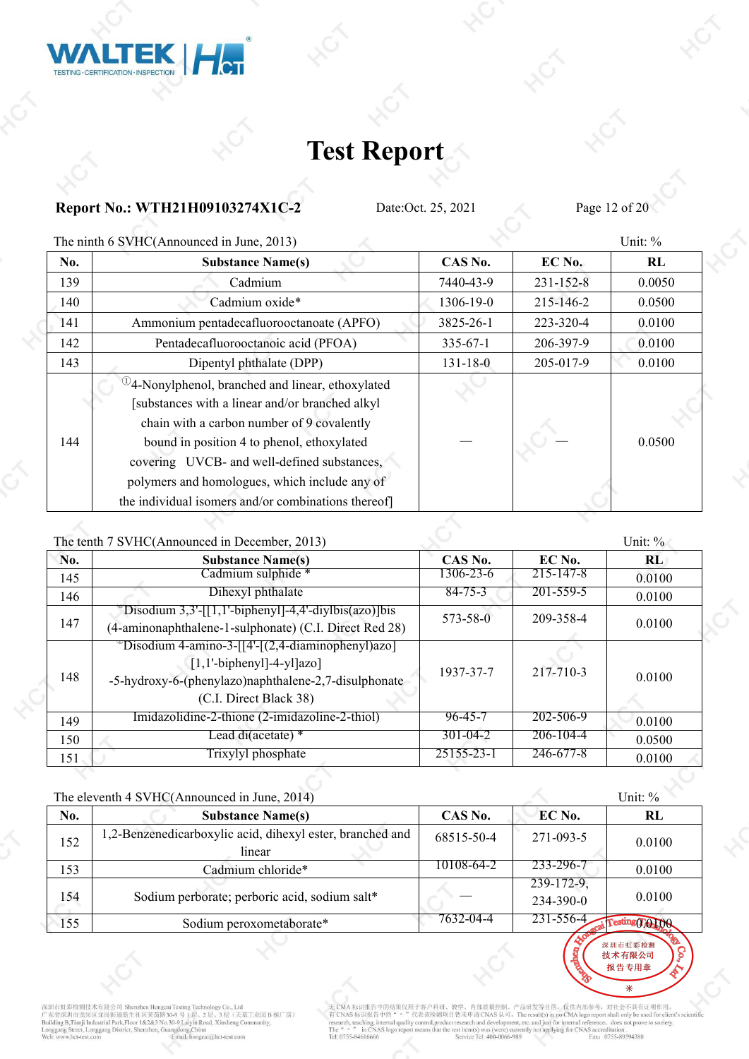# Test Report

**Report No.: WTH21H09103274X1C-2** Date:Oct. 25, 2021

The ninth 6 SVHC(Announced in June, 2013) Unit: %

| No. | Substance Name(s) | CAS No. | EC No. | RL |
|---|---|---|---|---|
| 139 | Cadmium | 7440-43-9 | 231-152-8 | 0.0050 |
| 140 | Cadmium oxide* | 1306-19-0 | 215-146-2 | 0.0500 |
| 141 | Ammonium pentadecafluorooctanoate (APFO) | 3825-26-1 | 223-320-4 | 0.0100 |
| 142 | Pentadecafluorooctanoic acid (PFOA) | 335-67-1 | 206-397-9 | 0.0100 |
| 143 | Dipentyl phthalate (DPP) | 131-18-0 | 205-017-9 | 0.0100 |
| 144 | ①4-Nonylphenol, branched and linear, ethoxylated [substances with a linear and/or branched alkyl chain with a carbon number of 9 covalently bound in position 4 to phenol, ethoxylated covering UVCB- and well-defined substances, polymers and homologues, which include any of the individual isomers and/or combinations thereof] | — | — | 0.0500 |

The tenth 7 SVHC(Announced in December, 2013) Unit: %

| No. | Substance Name(s) | CAS No. | EC No. | RL |
|---|---|---|---|---|
| 145 | Cadmium sulphide * | 1306-23-6 | 215-147-8 | 0.0100 |
| 146 | Dihexyl phthalate | 84-75-3 | 201-559-5 | 0.0100 |
| 147 | *Disodium 3,3'-[[1,1'-biphenyl]-4,4'-diylbis(azo)]bis (4-aminonaphthalene-1-sulphonate) (C.I. Direct Red 28) | 573-58-0 | 209-358-4 | 0.0100 |
| 148 | *Disodium 4-amino-3-[[4'-[(2,4-diaminophenyl)azo][1,1'-biphenyl]-4-yl]azo]-5-hydroxy-6-(phenylazo)naphthalene-2,7-disulphonate (C.I. Direct Black 38) | 1937-37-7 | 217-710-3 | 0.0100 |
| 149 | Imidazolidine-2-thione (2-imidazoline-2-thiol) | 96-45-7 | 202-506-9 | 0.0100 |
| 150 | Lead di(acetate) * | 301-04-2 | 206-104-4 | 0.0500 |
| 151 | Trixylyl phosphate | 25155-23-1 | 246-677-8 | 0.0100 |

The eleventh 4 SVHC(Announced in June, 2014) Unit: %

| No. | Substance Name(s) | CAS No. | EC No. | RL |
|---|---|---|---|---|
| 152 | 1,2-Benzenedicarboxylic acid, dihexyl ester, branched and linear | 68515-50-4 | 271-093-5 | 0.0100 |
| 153 | Cadmium chloride* | 10108-64-2 | 233-296-7 | 0.0100 |
| 154 | Sodium perborate; perboric acid, sodium salt* | — | 239-172-9, 234-390-0 | 0.0100 |
| 155 | Sodium peroxometaborate* | 7632-04-4 | 231-556-4 | 0.0100 |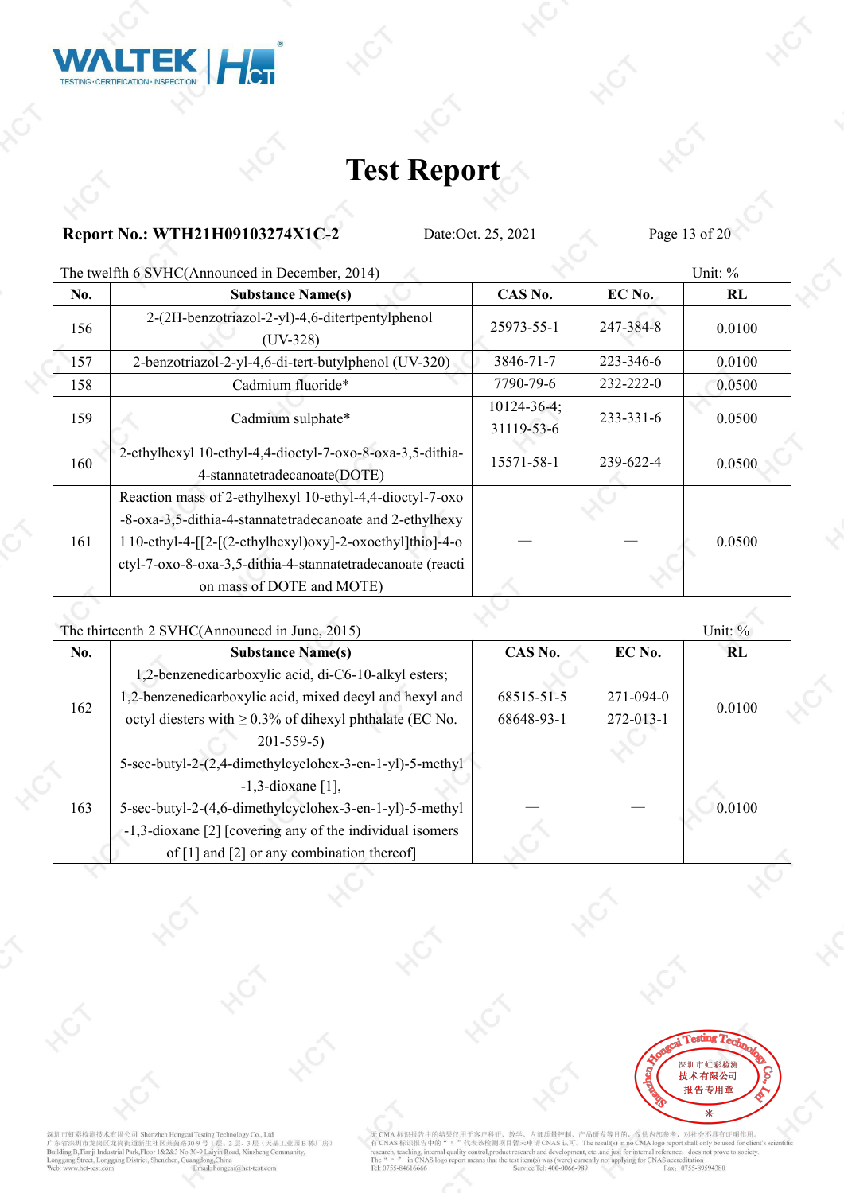# Test Report

**Report No.: WTH21H09103274X1C-2** Date:Oct. 25, 2021

The twelfth 6 SVHC(Announced in December, 2014) Unit: %

| No. | Substance Name(s) | CAS No. | EC No. | RL |
|---|---|---|---|---|
| 156 | 2-(2H-benzotriazol-2-yl)-4,6-ditertpentylphenol (UV-328) | 25973-55-1 | 247-384-8 | 0.0100 |
| 157 | 2-benzotriazol-2-yl-4,6-di-tert-butylphenol (UV-320) | 3846-71-7 | 223-346-6 | 0.0100 |
| 158 | Cadmium fluoride* | 7790-79-6 | 232-222-0 | 0.0500 |
| 159 | Cadmium sulphate* | 10124-36-4; 31119-53-6 | 233-331-6 | 0.0500 |
| 160 | 2-ethylhexyl 10-ethyl-4,4-dioctyl-7-oxo-8-oxa-3,5-dithia-4-stannatetradecanoate(DOTE) | 15571-58-1 | 239-622-4 | 0.0500 |
| 161 | Reaction mass of 2-ethylhexyl 10-ethyl-4,4-dioctyl-7-oxo-8-oxa-3,5-dithia-4-stannatetradecanoate and 2-ethylhexyl 10-ethyl-4-[[2-[(2-ethylhexyl)oxy]-2-oxoethyl]thio]-4-octyl-7-oxo-8-oxa-3,5-dithia-4-stannatetradecanoate (reaction mass of DOTE and MOTE) | — | — | 0.0500 |

The thirteenth 2 SVHC(Announced in June, 2015) Unit: %

| No. | Substance Name(s) | CAS No. | EC No. | RL |
|---|---|---|---|---|
| 162 | 1,2-benzenedicarboxylic acid, di-C6-10-alkyl esters; 1,2-benzenedicarboxylic acid, mixed decyl and hexyl and octyl diesters with ≥ 0.3% of dihexyl phthalate (EC No. 201-559-5) | 68515-51-5 68648-93-1 | 271-094-0 272-013-1 | 0.0100 |
| 163 | 5-sec-butyl-2-(2,4-dimethylcyclohex-3-en-1-yl)-5-methyl-1,3-dioxane [1], 5-sec-butyl-2-(4,6-dimethylcyclohex-3-en-1-yl)-5-methyl-1,3-dioxane [2] [covering any of the individual isomers of [1] and [2] or any combination thereof] | — | — | 0.0100 |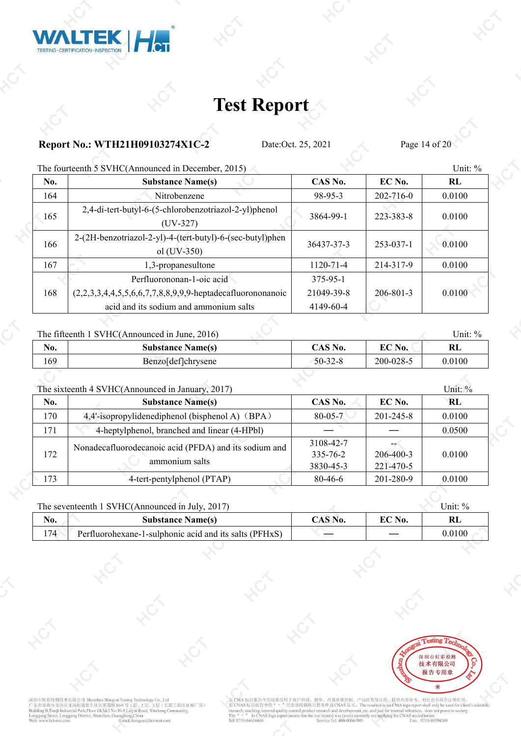# Test Report

**Report No.: WTH21H09103274X1C-2** Date:Oct. 25, 2021

The fourteenth 5 SVHC(Announced in December, 2015) Unit: %

| No. | Substance Name(s) | CAS No. | EC No. | RL |
|---|---|---|---|---|
| 164 | Nitrobenzene | 98-95-3 | 202-716-0 | 0.0100 |
| 165 | 2,4-di-tert-butyl-6-(5-chlorobenzotriazol-2-yl)phenol (UV-327) | 3864-99-1 | 223-383-8 | 0.0100 |
| 166 | 2-(2H-benzotriazol-2-yl)-4-(tert-butyl)-6-(sec-butyl)phenol (UV-350) | 36437-37-3 | 253-037-1 | 0.0100 |
| 167 | 1,3-propanesultone | 1120-71-4 | 214-317-9 | 0.0100 |
| 168 | Perfluorononan-1-oic acid (2,2,3,3,4,4,5,5,6,6,7,7,8,8,9,9,9-heptadecafluorononanoic acid and its sodium and ammonium salts | 375-95-1<br>21049-39-8<br>4149-60-4 | 206-801-3 | 0.0100 |

The fifteenth 1 SVHC(Announced in June, 2016) Unit: %

| No. | Substance Name(s) | CAS No. | EC No. | RL |
|---|---|---|---|---|
| 169 | Benzo[def]chrysene | 50-32-8 | 200-028-5 | 0.0100 |

The sixteenth 4 SVHC(Announced in January, 2017) Unit: %

| No. | Substance Name(s) | CAS No. | EC No. | RL |
|---|---|---|---|---|
| 170 | 4,4'-isopropylidenediphenol (bisphenol A)（BPA） | 80-05-7 | 201-245-8 | 0.0100 |
| 171 | 4-heptylphenol, branched and linear (4-HPbl) | — | — | 0.0500 |
| 172 | Nonadecafluorodecanoic acid (PFDA) and its sodium and ammonium salts | 3108-42-7<br>335-76-2<br>3830-45-3 | --<br>206-400-3<br>221-470-5 | 0.0100 |
| 173 | 4-tert-pentylphenol (PTAP) | 80-46-6 | 201-280-9 | 0.0100 |

The seventeenth 1 SVHC(Announced in July, 2017) Unit: %

| No. | Substance Name(s) | CAS No. | EC No. | RL |
|---|---|---|---|---|
| 174 | Perfluorohexane-1-sulphonic acid and its salts (PFHxS) | — | — | 0.0100 |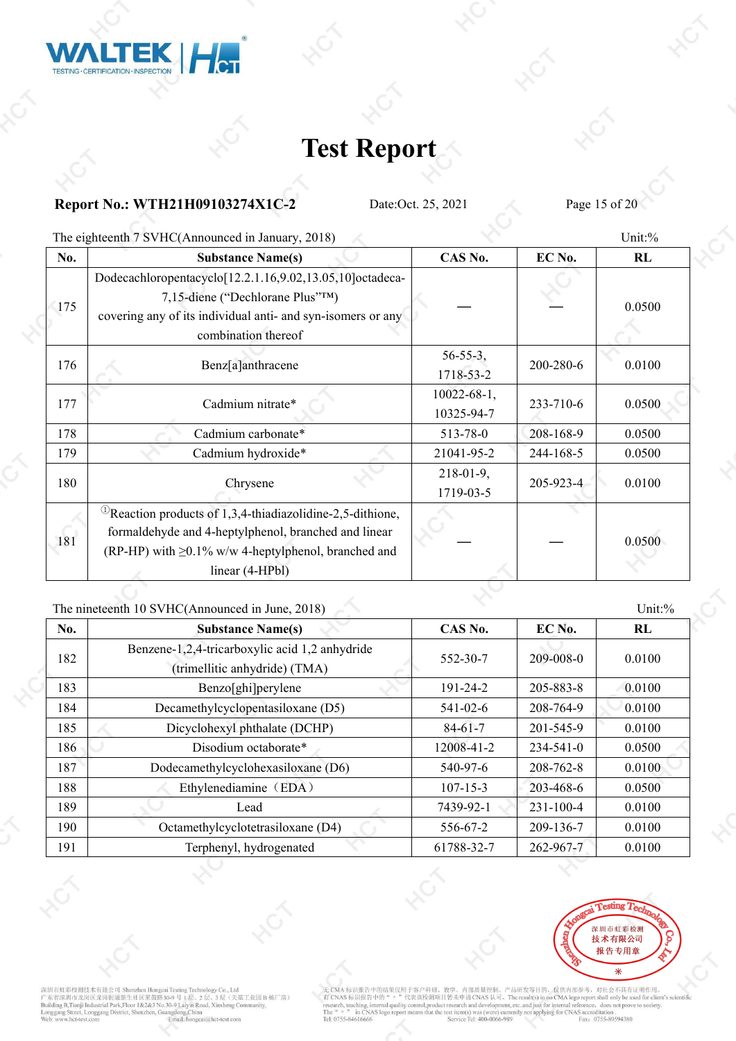# Test Report

**Report No.: WTH21H09103274X1C-2** Date:Oct. 25, 2021

The eighteenth 7 SVHC(Announced in January, 2018) Unit:%

| No. | Substance Name(s) | CAS No. | EC No. | RL |
|---|---|---|---|---|
| 175 | Dodecachloropentacyclo[12.2.1.16,9.02,13.05,10]octadeca-7,15-diene ("Dechlorane Plus"™) covering any of its individual anti- and syn-isomers or any combination thereof | — | — | 0.0500 |
| 176 | Benz[a]anthracene | 56-55-3, 1718-53-2 | 200-280-6 | 0.0100 |
| 177 | Cadmium nitrate* | 10022-68-1, 10325-94-7 | 233-710-6 | 0.0500 |
| 178 | Cadmium carbonate* | 513-78-0 | 208-168-9 | 0.0500 |
| 179 | Cadmium hydroxide* | 21041-95-2 | 244-168-5 | 0.0500 |
| 180 | Chrysene | 218-01-9, 1719-03-5 | 205-923-4 | 0.0100 |
| 181 | ①Reaction products of 1,3,4-thiadiazolidine-2,5-dithione, formaldehyde and 4-heptylphenol, branched and linear (RP-HP) with ≥0.1% w/w 4-heptylphenol, branched and linear (4-HPbl) | — | — | 0.0500 |

The nineteenth 10 SVHC(Announced in June, 2018) Unit:%

| No. | Substance Name(s) | CAS No. | EC No. | RL |
|---|---|---|---|---|
| 182 | Benzene-1,2,4-tricarboxylic acid 1,2 anhydride (trimellitic anhydride) (TMA) | 552-30-7 | 209-008-0 | 0.0100 |
| 183 | Benzo[ghi]perylene | 191-24-2 | 205-883-8 | 0.0100 |
| 184 | Decamethylcyclopentasiloxane (D5) | 541-02-6 | 208-764-9 | 0.0100 |
| 185 | Dicyclohexyl phthalate (DCHP) | 84-61-7 | 201-545-9 | 0.0100 |
| 186 | Disodium octaborate* | 12008-41-2 | 234-541-0 | 0.0500 |
| 187 | Dodecamethylcyclohexasiloxane (D6) | 540-97-6 | 208-762-8 | 0.0100 |
| 188 | Ethylenediamine（EDA） | 107-15-3 | 203-468-6 | 0.0500 |
| 189 | Lead | 7439-92-1 | 231-100-4 | 0.0100 |
| 190 | Octamethylcyclotetrasiloxane (D4) | 556-67-2 | 209-136-7 | 0.0100 |
| 191 | Terphenyl, hydrogenated | 61788-32-7 | 262-967-7 | 0.0100 |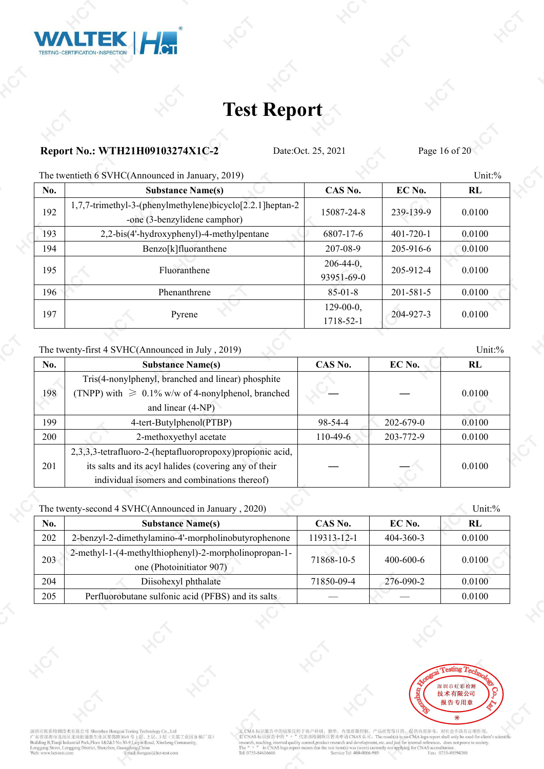The twentieth 6 SVHC(Announced in January, 2019) Unit:%

| No. | Substance Name(s) | CAS No. | EC No. | RL |
|---|---|---|---|---|
| 192 | 1,7,7-trimethyl-3-(phenylmethylene)bicyclo[2.2.1]heptan-2-one (3-benzylidene camphor) | 15087-24-8 | 239-139-9 | 0.0100 |
| 193 | 2,2-bis(4'-hydroxyphenyl)-4-methylpentane | 6807-17-6 | 401-720-1 | 0.0100 |
| 194 | Benzo[k]fluoranthene | 207-08-9 | 205-916-6 | 0.0100 |
| 195 | Fluoranthene | 206-44-0, 93951-69-0 | 205-912-4 | 0.0100 |
| 196 | Phenanthrene | 85-01-8 | 201-581-5 | 0.0100 |
| 197 | Pyrene | 129-00-0, 1718-52-1 | 204-927-3 | 0.0100 |

The twenty-first 4 SVHC(Announced in July , 2019) Unit:%

| No. | Substance Name(s) | CAS No. | EC No. | RL |
|---|---|---|---|---|
| 198 | Tris(4-nonylphenyl, branched and linear) phosphite (TNPP) with ≥ 0.1% w/w of 4-nonylphenol, branched and linear (4-NP) | — | — | 0.0100 |
| 199 | 4-tert-Butylphenol(PTBP) | 98-54-4 | 202-679-0 | 0.0100 |
| 200 | 2-methoxyethyl acetate | 110-49-6 | 203-772-9 | 0.0100 |
| 201 | 2,3,3,3-tetrafluoro-2-(heptafluoropropoxy)propionic acid, its salts and its acyl halides (covering any of their individual isomers and combinations thereof) | — | — | 0.0100 |

The twenty-second 4 SVHC(Announced in January , 2020) Unit:%

| No. | Substance Name(s) | CAS No. | EC No. | RL |
|---|---|---|---|---|
| 202 | 2-benzyl-2-dimethylamino-4'-morpholinobutyrophenone | 119313-12-1 | 404-360-3 | 0.0100 |
| 203 | 2-methyl-1-(4-methylthiophenyl)-2-morpholinopropan-1-one (Photoinitiator 907) | 71868-10-5 | 400-600-6 | 0.0100 |
| 204 | Diisohexyl phthalate | 71850-09-4 | 276-090-2 | 0.0100 |
| 205 | Perfluorobutane sulfonic acid (PFBS) and its salts | — | — | 0.0100 |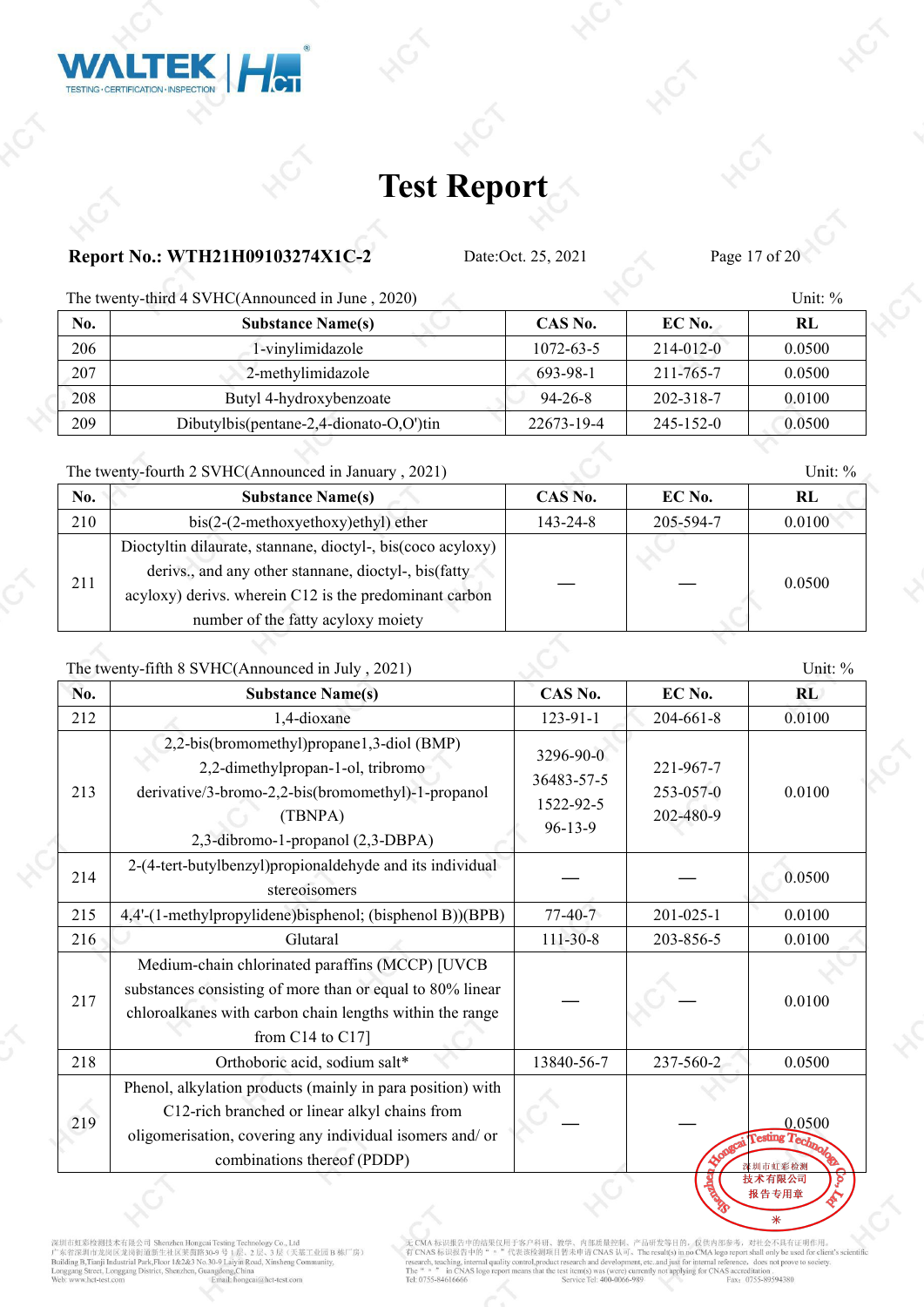# Test Report

**Report No.: WTH21H09103274X1C-2** Date:Oct. 25, 2021

The twenty-third 4 SVHC(Announced in June , 2020) Unit: %

| No. | Substance Name(s) | CAS No. | EC No. | RL |
|---|---|---|---|---|
| 206 | 1-vinylimidazole | 1072-63-5 | 214-012-0 | 0.0500 |
| 207 | 2-methylimidazole | 693-98-1 | 211-765-7 | 0.0500 |
| 208 | Butyl 4-hydroxybenzoate | 94-26-8 | 202-318-7 | 0.0100 |
| 209 | Dibutylbis(pentane-2,4-dionato-O,O')tin | 22673-19-4 | 245-152-0 | 0.0500 |

The twenty-fourth 2 SVHC(Announced in January , 2021) Unit: %

| No. | Substance Name(s) | CAS No. | EC No. | RL |
|---|---|---|---|---|
| 210 | bis(2-(2-methoxyethoxy)ethyl) ether | 143-24-8 | 205-594-7 | 0.0100 |
| 211 | Dioctyltin dilaurate, stannane, dioctyl-, bis(coco acyloxy) derivs., and any other stannane, dioctyl-, bis(fatty acyloxy) derivs. wherein C12 is the predominant carbon number of the fatty acyloxy moiety | — | — | 0.0500 |

The twenty-fifth 8 SVHC(Announced in July , 2021) Unit: %

| No. | Substance Name(s) | CAS No. | EC No. | RL |
|---|---|---|---|---|
| 212 | 1,4-dioxane | 123-91-1 | 204-661-8 | 0.0100 |
| 213 | 2,2-bis(bromomethyl)propane1,3-diol (BMP) 2,2-dimethylpropan-1-ol, tribromo derivative/3-bromo-2,2-bis(bromomethyl)-1-propanol (TBNPA) 2,3-dibromo-1-propanol (2,3-DBPA) | 3296-90-0 36483-57-5 1522-92-5 96-13-9 | 221-967-7 253-057-0 202-480-9 | 0.0100 |
| 214 | 2-(4-tert-butylbenzyl)propionaldehyde and its individual stereoisomers | — | — | 0.0500 |
| 215 | 4,4'-(1-methylpropylidene)bisphenol; (bisphenol B)(BPB) | 77-40-7 | 201-025-1 | 0.0100 |
| 216 | Glutaral | 111-30-8 | 203-856-5 | 0.0100 |
| 217 | Medium-chain chlorinated paraffins (MCCP) [UVCB substances consisting of more than or equal to 80% linear chloroalkanes with carbon chain lengths within the range from C14 to C17] | — | — | 0.0100 |
| 218 | Orthoboric acid, sodium salt* | 13840-56-7 | 237-560-2 | 0.0500 |
| 219 | Phenol, alkylation products (mainly in para position) with C12-rich branched or linear alkyl chains from oligomerisation, covering any individual isomers and/ or combinations thereof (PDDP) | — | — | 0.0500 |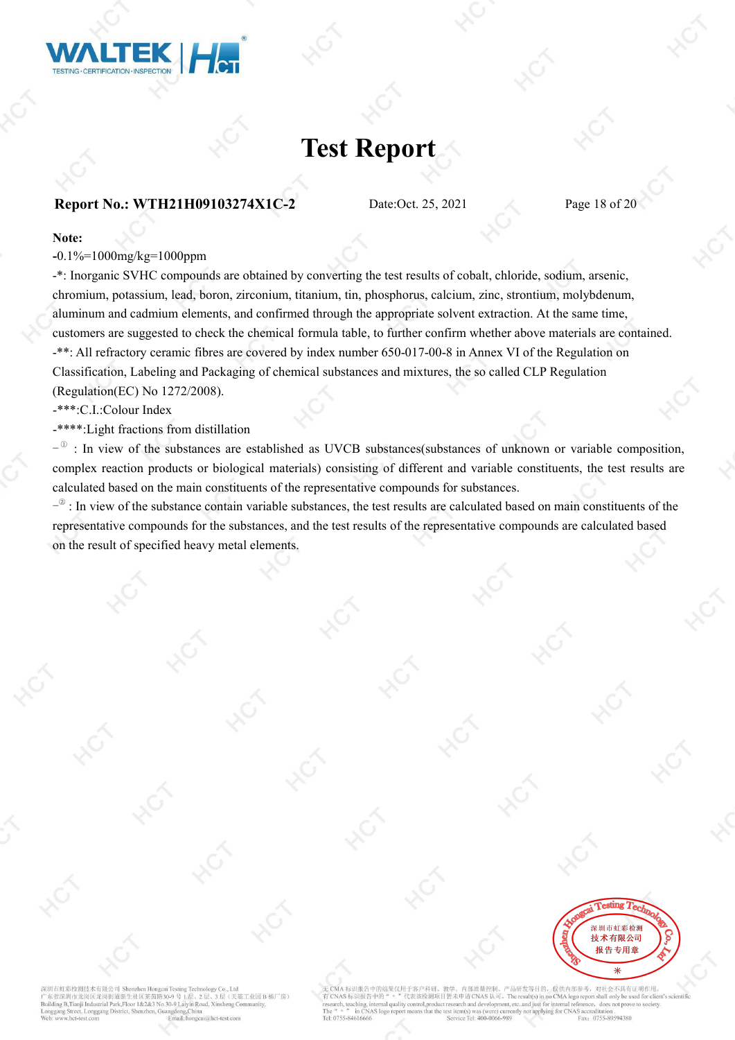# Test Report

**Report No.: WTH21H09103274X1C-2** Date:Oct. 25, 2021

**Note:**

-0.1%=1000mg/kg=1000ppm

-*: Inorganic SVHC compounds are obtained by converting the test results of cobalt, chloride, sodium, arsenic, chromium, potassium, lead, boron, zirconium, titanium, tin, phosphorus, calcium, zinc, strontium, molybdenum, aluminum and cadmium elements, and confirmed through the appropriate solvent extraction. At the same time, customers are suggested to check the chemical formula table, to further confirm whether above materials are contained.

-**: All refractory ceramic fibres are covered by index number 650-017-00-8 in Annex VI of the Regulation on Classification, Labeling and Packaging of chemical substances and mixtures, the so called CLP Regulation (Regulation(EC) No 1272/2008).

-***:C.I.:Colour Index

-****:Light fractions from distillation

-① : In view of the substances are established as UVCB substances(substances of unknown or variable composition, complex reaction products or biological materials) consisting of different and variable constituents, the test results are calculated based on the main constituents of the representative compounds for substances.

-② : In view of the substance contain variable substances, the test results are calculated based on main constituents of the representative compounds for the substances, and the test results of the representative compounds are calculated based on the result of specified heavy metal elements.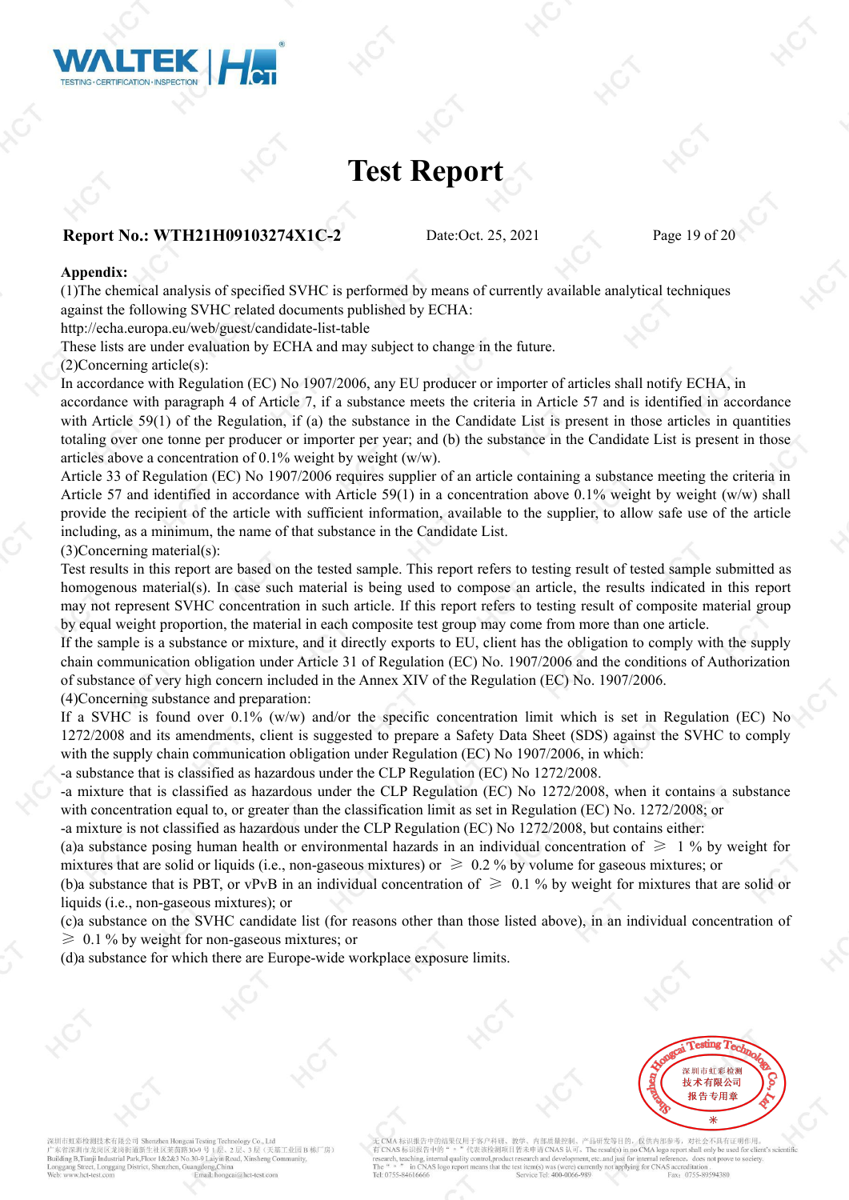# Test Report

**Report No.: WTH21H09103274X1C-2** Date:Oct. 25, 2021

**Appendix:**

(1)The chemical analysis of specified SVHC is performed by means of currently available analytical techniques against the following SVHC related documents published by ECHA:
http://echa.europa.eu/web/guest/candidate-list-table
These lists are under evaluation by ECHA and may subject to change in the future.

(2)Concerning article(s):
In accordance with Regulation (EC) No 1907/2006, any EU producer or importer of articles shall notify ECHA, in accordance with paragraph 4 of Article 7, if a substance meets the criteria in Article 57 and is identified in accordance with Article 59(1) of the Regulation, if (a) the substance in the Candidate List is present in those articles in quantities totaling over one tonne per producer or importer per year; and (b) the substance in the Candidate List is present in those articles above a concentration of 0.1% weight by weight (w/w).
Article 33 of Regulation (EC) No 1907/2006 requires supplier of an article containing a substance meeting the criteria in Article 57 and identified in accordance with Article 59(1) in a concentration above 0.1% weight by weight (w/w) shall provide the recipient of the article with sufficient information, available to the supplier, to allow safe use of the article including, as a minimum, the name of that substance in the Candidate List.

(3)Concerning material(s):
Test results in this report are based on the tested sample. This report refers to testing result of tested sample submitted as homogenous material(s). In case such material is being used to compose an article, the results indicated in this report may not represent SVHC concentration in such article. If this report refers to testing result of composite material group by equal weight proportion, the material in each composite test group may come from more than one article.
If the sample is a substance or mixture, and it directly exports to EU, client has the obligation to comply with the supply chain communication obligation under Article 31 of Regulation (EC) No. 1907/2006 and the conditions of Authorization of substance of very high concern included in the Annex XIV of the Regulation (EC) No. 1907/2006.

(4)Concerning substance and preparation:
If a SVHC is found over 0.1% (w/w) and/or the specific concentration limit which is set in Regulation (EC) No 1272/2008 and its amendments, client is suggested to prepare a Safety Data Sheet (SDS) against the SVHC to comply with the supply chain communication obligation under Regulation (EC) No 1907/2006, in which:
-a substance that is classified as hazardous under the CLP Regulation (EC) No 1272/2008.
-a mixture that is classified as hazardous under the CLP Regulation (EC) No 1272/2008, when it contains a substance with concentration equal to, or greater than the classification limit as set in Regulation (EC) No. 1272/2008; or
-a mixture is not classified as hazardous under the CLP Regulation (EC) No 1272/2008, but contains either:
(a)a substance posing human health or environmental hazards in an individual concentration of ≥ 1 % by weight for mixtures that are solid or liquids (i.e., non-gaseous mixtures) or ≥ 0.2 % by volume for gaseous mixtures; or
(b)a substance that is PBT, or vPvB in an individual concentration of ≥ 0.1 % by weight for mixtures that are solid or liquids (i.e., non-gaseous mixtures); or
(c)a substance on the SVHC candidate list (for reasons other than those listed above), in an individual concentration of ≥ 0.1 % by weight for non-gaseous mixtures; or
(d)a substance for which there are Europe-wide workplace exposure limits.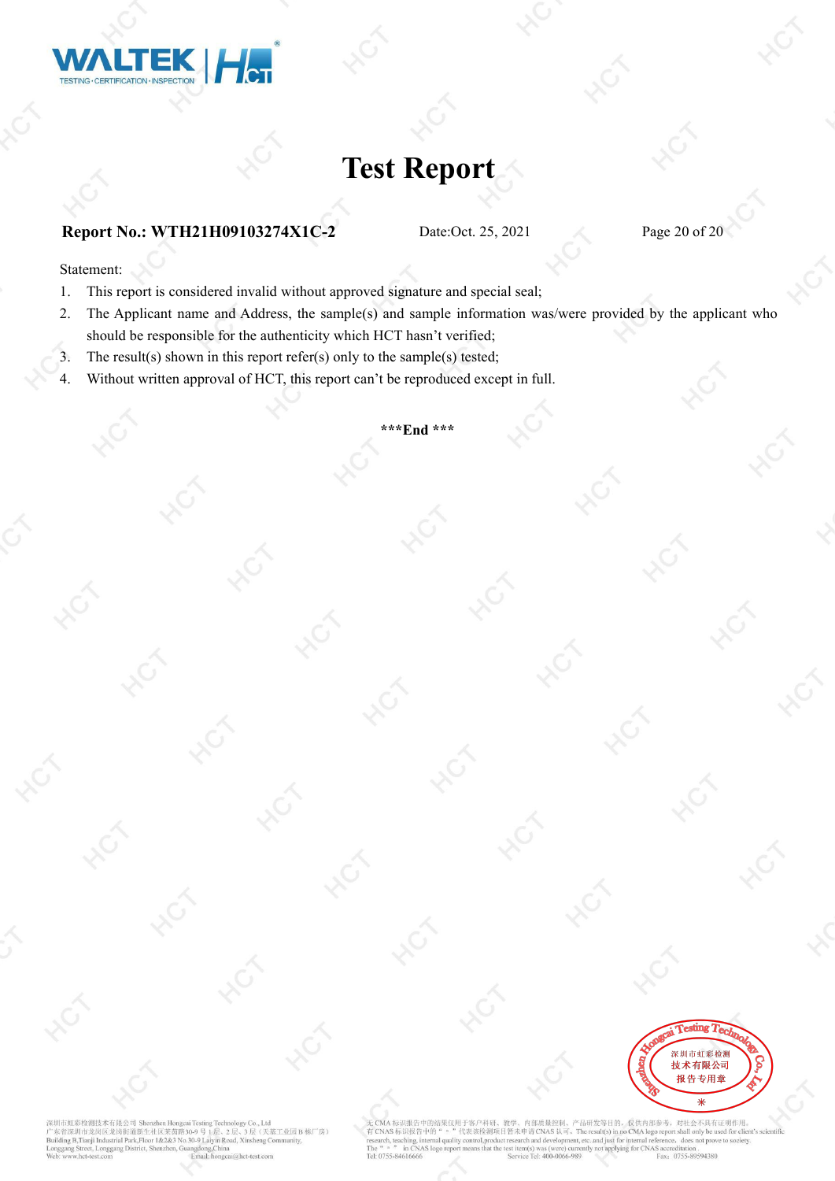# Test Report

**Report No.: WTH21H09103274X1C-2** Date:Oct. 25, 2021

Statement:

1. This report is considered invalid without approved signature and special seal;
2. The Applicant name and Address, the sample(s) and sample information was/were provided by the applicant who should be responsible for the authenticity which HCT hasn't verified;
3. The result(s) shown in this report refer(s) only to the sample(s) tested;
4. Without written approval of HCT, this report can't be reproduced except in full.

***End ***